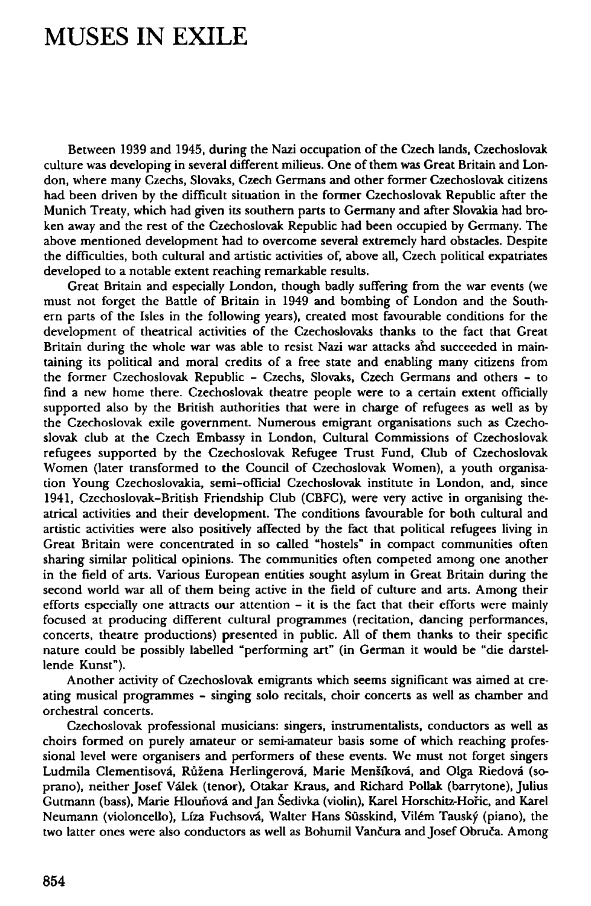# MUSES IN EXILE

Between 1939 and 1945, during the Nazi occupation of the Czech lands, Czechoslovak culture was developing in several different milieus. One of them was Great Britain and London, where many Czechs, Slovaks, Czech Germans and other former Czechoslovak citizens had been driven by the difficult situation in the former Czechoslovak Republic after the Munich Treaty, which had given its southern parts to Germany and after Slovakia had broken away and the rest of the Czechoslovak Republic had been occupied by Germany. The above mentioned development had to overcome several extremely hard obstacles. Despite the difficulties, both cultural and artistic activities of, above all, Czech political expatriates developed to a notable extent reaching remarkable results.

Great Britain and especially London, though badly suffering from the war events (we must not forget the Battle of Britain in 1949 and bombing of London and the Southern parts of the Isles in the following years), created most favourable conditions for the development of theatrical activities of the Czechoslovaks thanks to the fact that Great Britain during the whole war was able to resist Nazi war attacks and succeeded in maintaining its political and moral credits of a free state and enabling many citizens from the former Czechoslovak Republic – Czechs, Slovaks, Czech Germans and others – to find a new home there. Czechoslovak theatre people were to a certain extent officially supported also by the British authorities that were in charge of refugees as well as by the Czechoslovak exile government. Numerous emigrant organisations such as Czechoslovak club at the Czech Embassy in London, Cultural Commissions of Czechoslovak refugees supported by the Czechoslovak Refugee Trust Fund, Club of Czechoslovak Women (later transformed to the Council of Czechoslovak Women), a youth organisation Young Czechoslovakia, semi-official Czechoslovak institute in London, and, since 1941, Czechoslovak-British Friendship Club (CBFC), were very active in organising theatrical activities and their development. The conditions favourable for both cultural and artistic activities were also positively affected by the fact that political refugees living in Great Britain were concentrated in so called "hostels" in compact communities often sharing similar political opinions. The communities often competed among one another in the field of arts. Various European entities sought asylum in Great Britain during the second world war all of them being active in the field of culture and arts. Among their efforts especially one attracts our attention – it is the fact that their efforts were mainly focused at producing different cultural programmes (recitation, dancing performances, concerts, theatre productions) presented in public. All of them thanks to their specific nature could be possibly labelled "performing art" (in German it would be "die darstellende Kunst").

Another activity of Czechoslovak emigrants which seems significant was aimed at creating musical programmes – singing solo recitals, choir concerts as well as chamber and orchestral concerts.

Czechoslovak professional musicians: singers, instrumentalists, conductors as well as choirs formed on purely amateur or semi-amateur basis some of which reaching professional level were organisers and performers of these events. We must not forget singers Ludmila Clementisová, Růžena Herlingerová, Marie Menšíková, and Olga Riedová (soprano), neither Josef Válek (tenor), Otakar Kraus, and Richard Pollak (barrytone), Julius Gutmann (bass), Marie Hlouňová and Jan Šedivka (violin), Karel Horschitz-Hořic, and Karel Neumann (violoncello), Líza Fuchsová, Walter Hans Süsskind, Vilém Tauský (piano), the two latter ones were also conductors as well as Bohumil Vančura and Josef Obruča. Among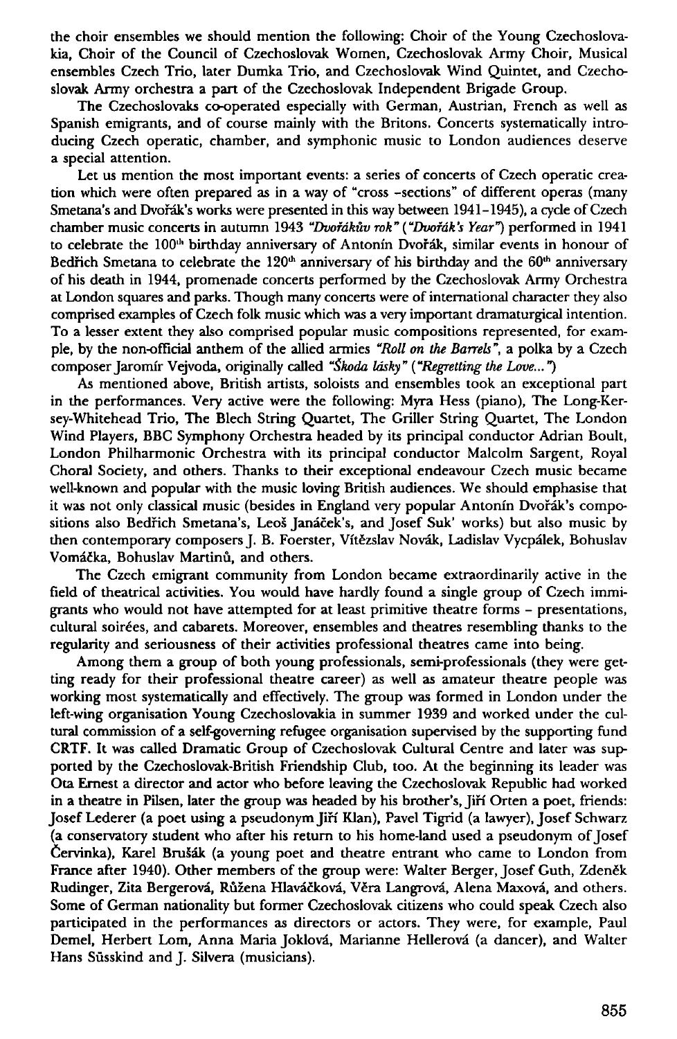the choir ensembles we should mention the following: Choir of the Young Czechoslovakia, Choir of the Council of Czechoslovak Women, Czechoslovak Army Choir, Musical ensembles Czech Trio, later Dumka Trio, and Czechoslovak Wind Quintet, and Czechoslovak Army orchestra a part of the Czechoslovak Independent Brigade Group.

The Czechoslovaks co-operated especially with German, Austrian, French as well as Spanish emigrants, and of course mainly with the Britons. Concerts systematically introducing Czech operatic, chamber, and symphonic music to London audiences deserve a special attention.

Let us mention the most important events: a series of concerts of Czech operatic creation which were often prepared as in a way of "cross -sections" of different operas (many Smetana's and Dvořák's works were presented in this way between 1941–1945), a cycle of Czech chamber music concerts in autumn 1943 *"Dvořákův rok"* (*"Dvořák's Year"*) performed in 1941 to celebrate the 100[th] birthday anniversary of Antonín Dvořák, similar events in honour of Bedřich Smetana to celebrate the 120[th] anniversary of his birthday and the 60[th] anniversary of his death in 1944, promenade concerts performed by the Czechoslovak Army Orchestra at London squares and parks. Though many concerts were of international character they also comprised examples of Czech folk music which was a very important dramaturgical intention. To a lesser extent they also comprised popular music compositions represented, for example, by the non-official anthem of the allied armies *"Roll on the Barrels"*, a polka by a Czech composer Jaromír Vejvoda, originally called *"Škoda lásky"* (*"Regretting the Love..."*)

As mentioned above, British artists, soloists and ensembles took an exceptional part in the performances. Very active were the following: Myra Hess (piano), The Long-Kersey-Whitehead Trio, The Blech String Quartet, The Griller String Quartet, The London Wind Players, BBC Symphony Orchestra headed by its principal conductor Adrian Boult, London Philharmonic Orchestra with its principal conductor Malcolm Sargent, Royal Choral Society, and others. Thanks to their exceptional endeavour Czech music became well-known and popular with the music loving British audiences. We should emphasise that it was not only classical music (besides in England very popular Antonín Dvořák's compositions also Bedřich Smetana's, Leoš Janáček's, and Josef Suk' works) but also music by then contemporary composers J. B. Foerster, Vítězslav Novák, Ladislav Vycpálek, Bohuslav Vomáčka, Bohuslav Martinů, and others.

The Czech emigrant community from London became extraordinarily active in the field of theatrical activities. You would have hardly found a single group of Czech immigrants who would not have attempted for at least primitive theatre forms – presentations, cultural soirées, and cabarets. Moreover, ensembles and theatres resembling thanks to the regularity and seriousness of their activities professional theatres came into being.

Among them a group of both young professionals, semi-professionals (they were getting ready for their professional theatre career) as well as amateur theatre people was working most systematically and effectively. The group was formed in London under the left-wing organisation Young Czechoslovakia in summer 1939 and worked under the cultural commission of a self-governing refugee organisation supervised by the supporting fund CRTF. It was called Dramatic Group of Czechoslovak Cultural Centre and later was supported by the Czechoslovak-British Friendship Club, too. At the beginning its leader was Ota Ernest a director and actor who before leaving the Czechoslovak Republic had worked in a theatre in Pilsen, later the group was headed by his brother's, Jiří Orten a poet, friends: Josef Lederer (a poet using a pseudonym Jiří Klan), Pavel Tigrid (a lawyer), Josef Schwarz (a conservatory student who after his return to his home-land used a pseudonym of Josef Červinka), Karel Brušák (a young poet and theatre entrant who came to London from France after 1940). Other members of the group were: Walter Berger, Josef Guth, Zdeněk Rudinger, Zita Bergerová, Růžena Hlaváčková, Věra Langrová, Alena Maxová, and others. Some of German nationality but former Czechoslovak citizens who could speak Czech also participated in the performances as directors or actors. They were, for example, Paul Demel, Herbert Lom, Anna Maria Joklová, Marianne Hellerová (a dancer), and Walter Hans Süsskind and J. Silvera (musicians).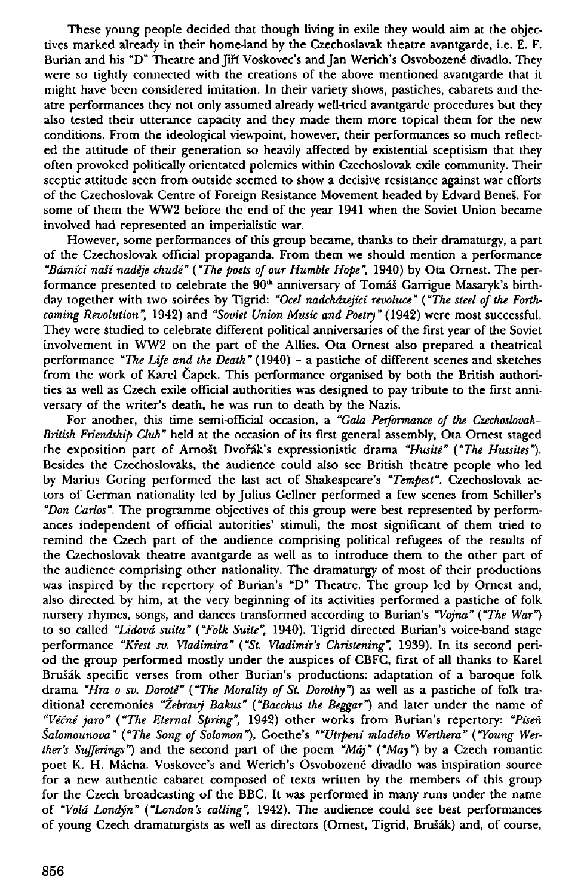These young people decided that though living in exile they would aim at the objectives marked already in their home-land by the Czechoslavak theatre avantgarde, i.e. E. F. Burian and his "D" Theatre and Jiří Voskovec's and Jan Werich's Osvobozené divadlo. They were so tightly connected with the creations of the above mentioned avantgarde that it might have been considered imitation. In their variety shows, pastiches, cabarets and theatre performances they not only assumed already well-tried avantgarde procedures but they also tested their utterance capacity and they made them more topical them for the new conditions. From the ideological viewpoint, however, their performances so much reflected the attitude of their generation so heavily affected by existential sceptisism that they often provoked politically orientated polemics within Czechoslovak exile community. Their sceptic attitude seen from outside seemed to show a decisive resistance against war efforts of the Czechoslovak Centre of Foreign Resistance Movement headed by Edvard Beneš. For some of them the WW2 before the end of the year 1941 when the Soviet Union became involved had represented an imperialistic war.

However, some performances of this group became, thanks to their dramaturgy, a part of the Czechoslovak official propaganda. From them we should mention a performance *"Básníci naší naděje chudé"* (*"The poets of our Humble Hope"*, 1940) by Ota Ornest. The performance presented to celebrate the 90[th] anniversary of Tomáš Garrigue Masaryk's birthday together with two soirées by Tigrid: *"Ocel nadcházející revoluce"* (*"The steel of the Forthcoming Revolution"*, 1942) and *"Soviet Union Music and Poetry"* (1942) were most successful. They were studied to celebrate different political anniversaries of the first year of the Soviet involvement in WW2 on the part of the Allies. Ota Ornest also prepared a theatrical performance *"The Life and the Death"* (1940) – a pastiche of different scenes and sketches from the work of Karel Čapek. This performance organised by both the British authorities as well as Czech exile official authorities was designed to pay tribute to the first anniversary of the writer's death, he was run to death by the Nazis.

For another, this time semi-official occasion, a *"Gala Performance of the Czechoslovak-British Friendship Club"* held at the occasion of its first general assembly, Ota Ornest staged the exposition part of Arnošt Dvořák's expressionistic drama *"Husité"* (*"The Hussites"*). Besides the Czechoslovaks, the audience could also see British theatre people who led by Marius Goring performed the last act of Shakespeare's *"Tempest"*. Czechoslovak actors of German nationality led by Julius Gellner performed a few scenes from Schiller's *"Don Carlos"*. The programme objectives of this group were best represented by performances independent of official autorities' stimuli, the most significant of them tried to remind the Czech part of the audience comprising political refugees of the results of the Czechoslovak theatre avantgarde as well as to introduce them to the other part of the audience comprising other nationality. The dramaturgy of most of their productions was inspired by the repertory of Burian's "D" Theatre. The group led by Ornest and, also directed by him, at the very beginning of its activities performed a pastiche of folk nursery rhymes, songs, and dances transformed according to Burian's *"Vojna"* (*"The War"*) to so called *"Lidová suita"* (*"Folk Suite"*, 1940). Tigrid directed Burian's voice-band stage performance *"Křest sv. Vladimíra"* (*"St. Vladimír's Christening"*, 1939). In its second period the group performed mostly under the auspices of CBFC, first of all thanks to Karel Brušák specific verses from other Burian's productions: adaptation of a baroque folk drama *"Hra o sv. Dorotě"* (*"The Morality of St. Dorothy"*) as well as a pastiche of folk traditional ceremonies *"Žebravý Bakus"* (*"Bacchus the Beggar"*) and later under the name of *"Věčné jaro"* (*"The Eternal Spring"*, 1942) other works from Burian's repertory: *"Píseň Šalomounova"* (*"The Song of Solomon"*), Goethe's *""Utrpení mladého Werthera"* (*"Young Werther's Sufferings"*) and the second part of the poem *"Máj"* (*"May"*) by a Czech romantic poet K. H. Mácha. Voskovec's and Werich's Osvobozené divadlo was inspiration source for a new authentic cabaret composed of texts written by the members of this group for the Czech broadcasting of the BBC. It was performed in many runs under the name of *"Volá Londýn"* (*"London's calling"*, 1942). The audience could see best performances of young Czech dramaturgists as well as directors (Ornest, Tigrid, Brušák) and, of course,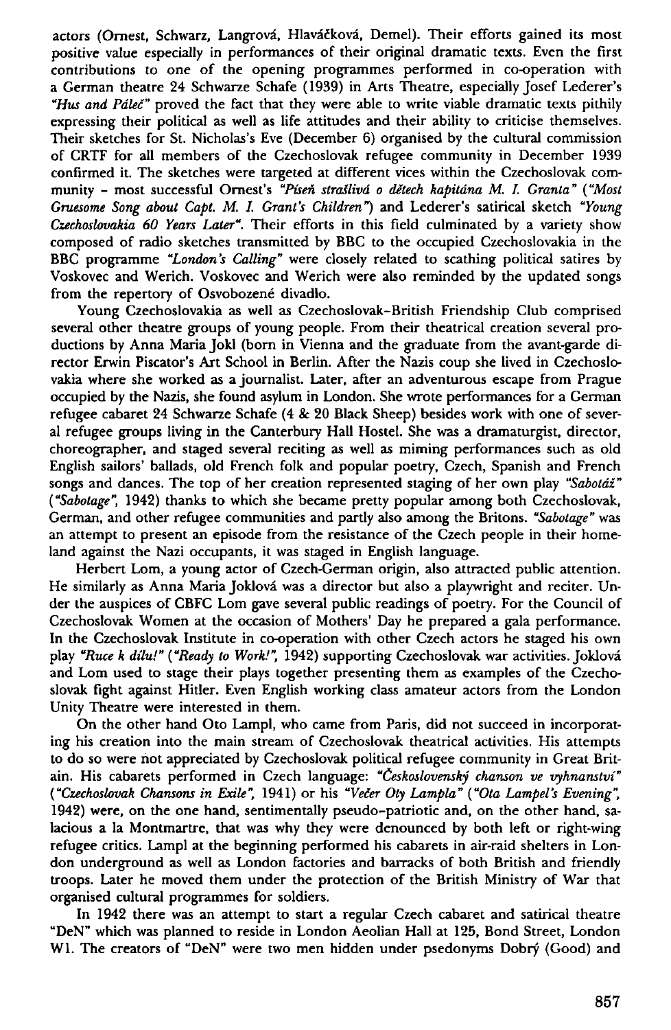actors (Ornest, Schwarz, Langrová, Hlaváčková, Demel). Their efforts gained its most positive value especially in performances of their original dramatic texts. Even the first contributions to one of the opening programmes performed in co-operation with a German theatre 24 Schwarze Schafe (1939) in Arts Theatre, especially Josef Lederer's *"Hus and Páleč"* proved the fact that they were able to write viable dramatic texts pithily expressing their political as well as life attitudes and their ability to criticise themselves. Their sketches for St. Nicholas's Eve (December 6) organised by the cultural commission of CRTF for all members of the Czechoslovak refugee community in December 1939 confirmed it. The sketches were targeted at different vices within the Czechoslovak community - most successful Ornest's *"Píseň strašlivá o dětech kapitána M. I. Granta"* (*"Most Gruesome Song about Capt. M. I. Grant's Children"*) and Lederer's satirical sketch *"Young Czechoslovakia 60 Years Later"*. Their efforts in this field culminated by a variety show composed of radio sketches transmitted by BBC to the occupied Czechoslovakia in the BBC programme *"London's Calling"* were closely related to scathing political satires by Voskovec and Werich. Voskovec and Werich were also reminded by the updated songs from the repertory of Osvobozené divadlo.

Young Czechoslovakia as well as Czechoslovak-British Friendship Club comprised several other theatre groups of young people. From their theatrical creation several productions by Anna Maria Jokl (born in Vienna and the graduate from the avant-garde director Erwin Piscator's Art School in Berlin. After the Nazis coup she lived in Czechoslovakia where she worked as a journalist. Later, after an adventurous escape from Prague occupied by the Nazis, she found asylum in London. She wrote performances for a German refugee cabaret 24 Schwarze Schafe (4 & 20 Black Sheep) besides work with one of several refugee groups living in the Canterbury Hall Hostel. She was a dramaturgist, director, choreographer, and staged several reciting as well as miming performances such as old English sailors' ballads, old French folk and popular poetry, Czech, Spanish and French songs and dances. The top of her creation represented staging of her own play *"Sabotáž"* (*"Sabotage"*, 1942) thanks to which she became pretty popular among both Czechoslovak, German, and other refugee communities and partly also among the Britons. *"Sabotage"* was an attempt to present an episode from the resistance of the Czech people in their homeland against the Nazi occupants, it was staged in English language.

Herbert Lom, a young actor of Czech-German origin, also attracted public attention. He similarly as Anna Maria Joklová was a director but also a playwright and reciter. Under the auspices of CBFC Lom gave several public readings of poetry. For the Council of Czechoslovak Women at the occasion of Mothers' Day he prepared a gala performance. In the Czechoslovak Institute in co-operation with other Czech actors he staged his own play *"Ruce k dílu!"* (*"Ready to Work!"*, 1942) supporting Czechoslovak war activities. Joklová and Lom used to stage their plays together presenting them as examples of the Czechoslovak fight against Hitler. Even English working class amateur actors from the London Unity Theatre were interested in them.

On the other hand Oto Lampl, who came from Paris, did not succeed in incorporating his creation into the main stream of Czechoslovak theatrical activities. His attempts to do so were not appreciated by Czechoslovak political refugee community in Great Britain. His cabarets performed in Czech language: *"Československý chanson ve vyhnanství"* (*"Czechoslovak Chansons in Exile"*, 1941) or his *"Večer Oty Lampla"* (*"Ota Lampel's Evening"*, 1942) were, on the one hand, sentimentally pseudo-patriotic and, on the other hand, salacious a la Montmartre, that was why they were denounced by both left or right-wing refugee critics. Lampl at the beginning performed his cabarets in air-raid shelters in London underground as well as London factories and barracks of both British and friendly troops. Later he moved them under the protection of the British Ministry of War that organised cultural programmes for soldiers.

In 1942 there was an attempt to start a regular Czech cabaret and satirical theatre "DeN" which was planned to reside in London Aeolian Hall at 125, Bond Street, London W1. The creators of "DeN" were two men hidden under psedonyms Dobrý (Good) and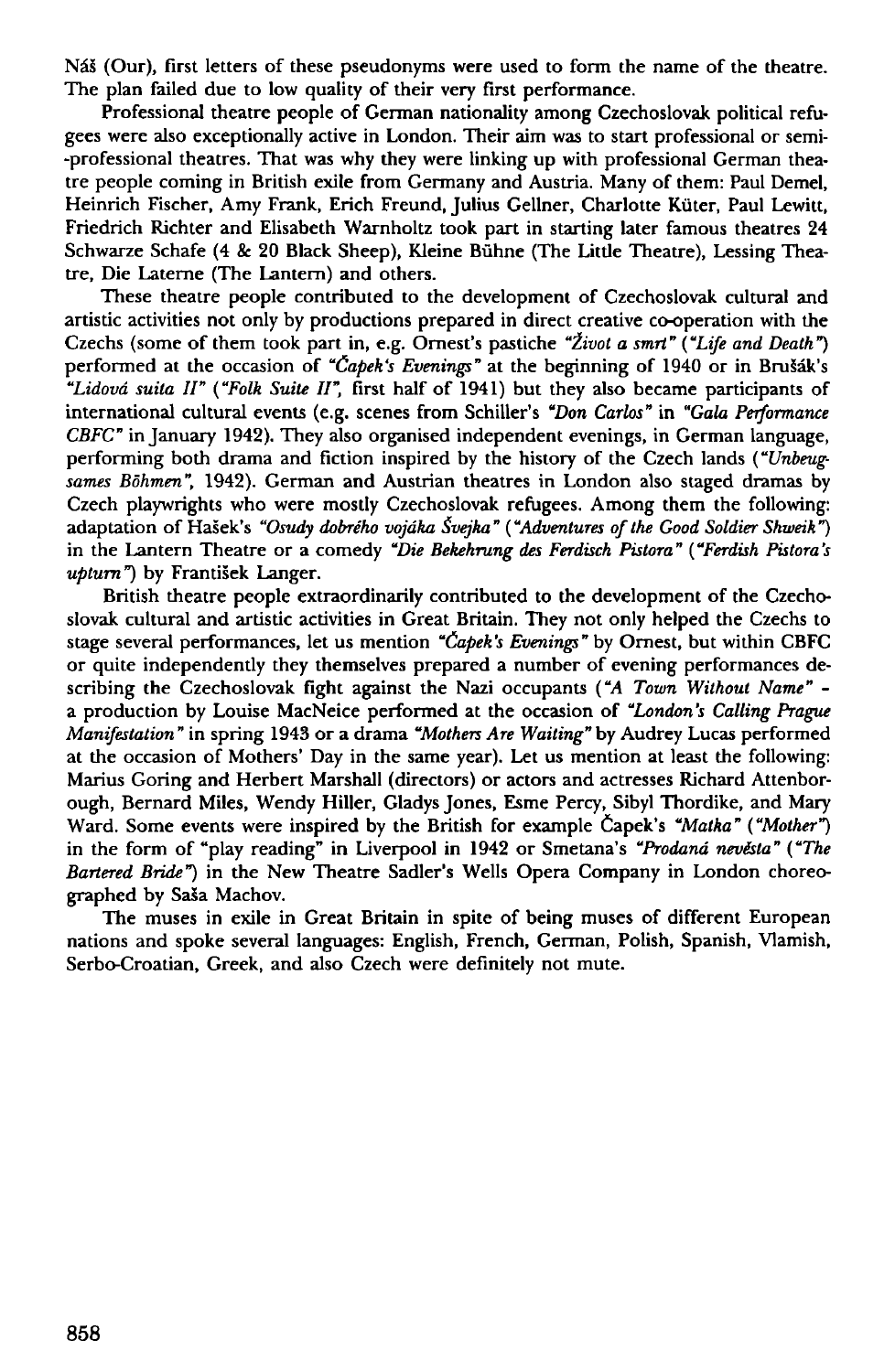Náš (Our), first letters of these pseudonyms were used to form the name of the theatre. The plan failed due to low quality of their very first performance.

Professional theatre people of German nationality among Czechoslovak political refugees were also exceptionally active in London. Their aim was to start professional or semi-professional theatres. That was why they were linking up with professional German theatre people coming in British exile from Germany and Austria. Many of them: Paul Demel, Heinrich Fischer, Amy Frank, Erich Freund, Julius Gellner, Charlotte Küter, Paul Lewitt, Friedrich Richter and Elisabeth Warnholtz took part in starting later famous theatres 24 Schwarze Schafe (4 & 20 Black Sheep), Kleine Bühne (The Little Theatre), Lessing Theatre, Die Laterne (The Lantern) and others.

These theatre people contributed to the development of Czechoslovak cultural and artistic activities not only by productions prepared in direct creative co-operation with the Czechs (some of them took part in, e.g. Ornest's pastiche *"Život a smrt"* (*"Life and Death"*) performed at the occasion of *"Čapek's Evenings"* at the beginning of 1940 or in Brušák's *"Lidová suita II"* (*"Folk Suite II"*, first half of 1941) but they also became participants of international cultural events (e.g. scenes from Schiller's *"Don Carlos"* in *"Gala Performance CBFC"* in January 1942). They also organised independent evenings, in German language, performing both drama and fiction inspired by the history of the Czech lands (*"Unbeugsames Böhmen"*, 1942). German and Austrian theatres in London also staged dramas by Czech playwrights who were mostly Czechoslovak refugees. Among them the following: adaptation of Hašek's *"Osudy dobrého vojáka Švejka"* (*"Adventures of the Good Soldier Shweik"*) in the Lantern Theatre or a comedy *"Die Bekehrung des Ferdisch Pistora"* (*"Ferdish Pistora's upturn"*) by František Langer.

British theatre people extraordinarily contributed to the development of the Czechoslovak cultural and artistic activities in Great Britain. They not only helped the Czechs to stage several performances, let us mention *"Čapek's Evenings"* by Ornest, but within CBFC or quite independently they themselves prepared a number of evening performances describing the Czechoslovak fight against the Nazi occupants (*"A Town Without Name"* - a production by Louise MacNeice performed at the occasion of *"London's Calling Prague Manifestation"* in spring 1943 or a drama *"Mothers Are Waiting"* by Audrey Lucas performed at the occasion of Mothers' Day in the same year). Let us mention at least the following: Marius Goring and Herbert Marshall (directors) or actors and actresses Richard Attenborough, Bernard Miles, Wendy Hiller, Gladys Jones, Esme Percy, Sibyl Thordike, and Mary Ward. Some events were inspired by the British for example Čapek's *"Matka"* (*"Mother"*) in the form of "play reading" in Liverpool in 1942 or Smetana's *"Prodaná nevěsta"* (*"The Bartered Bride"*) in the New Theatre Sadler's Wells Opera Company in London choreographed by Saša Machov.

The muses in exile in Great Britain in spite of being muses of different European nations and spoke several languages: English, French, German, Polish, Spanish, Vlamish, Serbo-Croatian, Greek, and also Czech were definitely not mute.